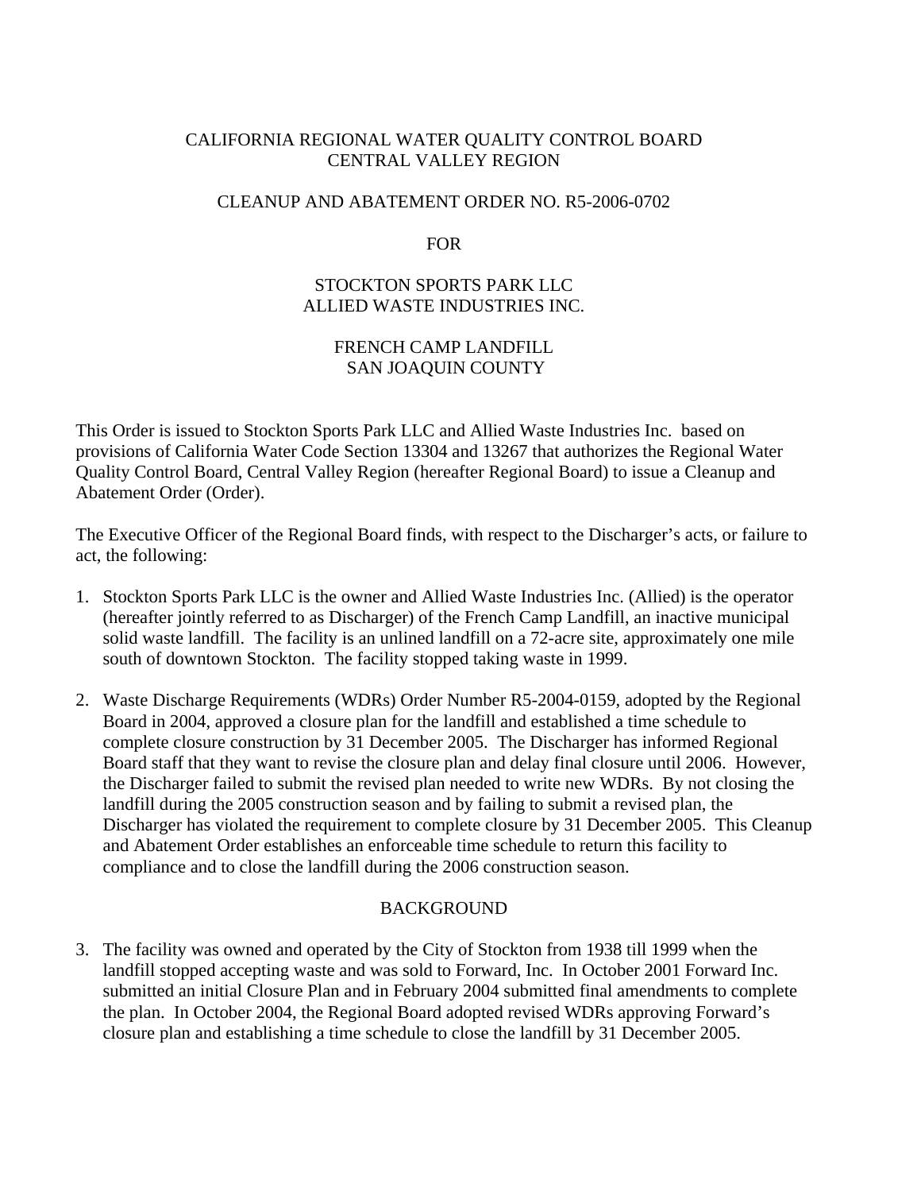CALIFORNIA REGIONAL WATER QUALITY CONTROL BOARD
CENTRAL VALLEY REGION

CLEANUP AND ABATEMENT ORDER NO. R5-2006-0702

FOR

STOCKTON SPORTS PARK LLC
ALLIED WASTE INDUSTRIES INC.

FRENCH CAMP LANDFILL
SAN JOAQUIN COUNTY

This Order is issued to Stockton Sports Park LLC and Allied Waste Industries Inc. based on provisions of California Water Code Section 13304 and 13267 that authorizes the Regional Water Quality Control Board, Central Valley Region (hereafter Regional Board) to issue a Cleanup and Abatement Order (Order).

The Executive Officer of the Regional Board finds, with respect to the Discharger's acts, or failure to act, the following:

1. Stockton Sports Park LLC is the owner and Allied Waste Industries Inc. (Allied) is the operator (hereafter jointly referred to as Discharger) of the French Camp Landfill, an inactive municipal solid waste landfill. The facility is an unlined landfill on a 72-acre site, approximately one mile south of downtown Stockton. The facility stopped taking waste in 1999.

2. Waste Discharge Requirements (WDRs) Order Number R5-2004-0159, adopted by the Regional Board in 2004, approved a closure plan for the landfill and established a time schedule to complete closure construction by 31 December 2005. The Discharger has informed Regional Board staff that they want to revise the closure plan and delay final closure until 2006. However, the Discharger failed to submit the revised plan needed to write new WDRs. By not closing the landfill during the 2005 construction season and by failing to submit a revised plan, the Discharger has violated the requirement to complete closure by 31 December 2005. This Cleanup and Abatement Order establishes an enforceable time schedule to return this facility to compliance and to close the landfill during the 2006 construction season.

## BACKGROUND

3. The facility was owned and operated by the City of Stockton from 1938 till 1999 when the landfill stopped accepting waste and was sold to Forward, Inc. In October 2001 Forward Inc. submitted an initial Closure Plan and in February 2004 submitted final amendments to complete the plan. In October 2004, the Regional Board adopted revised WDRs approving Forward's closure plan and establishing a time schedule to close the landfill by 31 December 2005.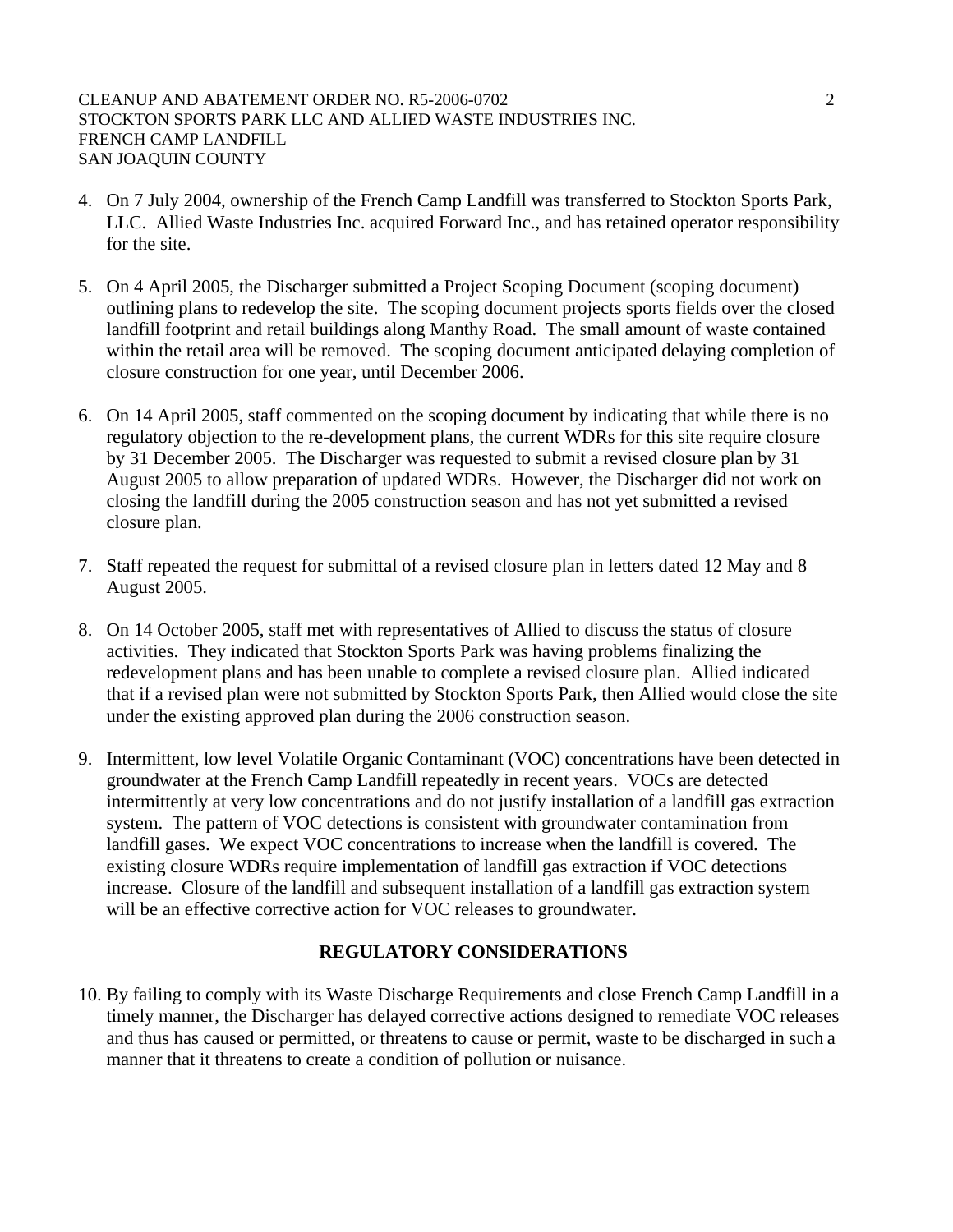4. On 7 July 2004, ownership of the French Camp Landfill was transferred to Stockton Sports Park, LLC. Allied Waste Industries Inc. acquired Forward Inc., and has retained operator responsibility for the site.

5. On 4 April 2005, the Discharger submitted a Project Scoping Document (scoping document) outlining plans to redevelop the site. The scoping document projects sports fields over the closed landfill footprint and retail buildings along Manthy Road. The small amount of waste contained within the retail area will be removed. The scoping document anticipated delaying completion of closure construction for one year, until December 2006.

6. On 14 April 2005, staff commented on the scoping document by indicating that while there is no regulatory objection to the re-development plans, the current WDRs for this site require closure by 31 December 2005. The Discharger was requested to submit a revised closure plan by 31 August 2005 to allow preparation of updated WDRs. However, the Discharger did not work on closing the landfill during the 2005 construction season and has not yet submitted a revised closure plan.

7. Staff repeated the request for submittal of a revised closure plan in letters dated 12 May and 8 August 2005.

8. On 14 October 2005, staff met with representatives of Allied to discuss the status of closure activities. They indicated that Stockton Sports Park was having problems finalizing the redevelopment plans and has been unable to complete a revised closure plan. Allied indicated that if a revised plan were not submitted by Stockton Sports Park, then Allied would close the site under the existing approved plan during the 2006 construction season.

9. Intermittent, low level Volatile Organic Contaminant (VOC) concentrations have been detected in groundwater at the French Camp Landfill repeatedly in recent years. VOCs are detected intermittently at very low concentrations and do not justify installation of a landfill gas extraction system. The pattern of VOC detections is consistent with groundwater contamination from landfill gases. We expect VOC concentrations to increase when the landfill is covered. The existing closure WDRs require implementation of landfill gas extraction if VOC detections increase. Closure of the landfill and subsequent installation of a landfill gas extraction system will be an effective corrective action for VOC releases to groundwater.

## REGULATORY CONSIDERATIONS

10. By failing to comply with its Waste Discharge Requirements and close French Camp Landfill in a timely manner, the Discharger has delayed corrective actions designed to remediate VOC releases and thus has caused or permitted, or threatens to cause or permit, waste to be discharged in such a manner that it threatens to create a condition of pollution or nuisance.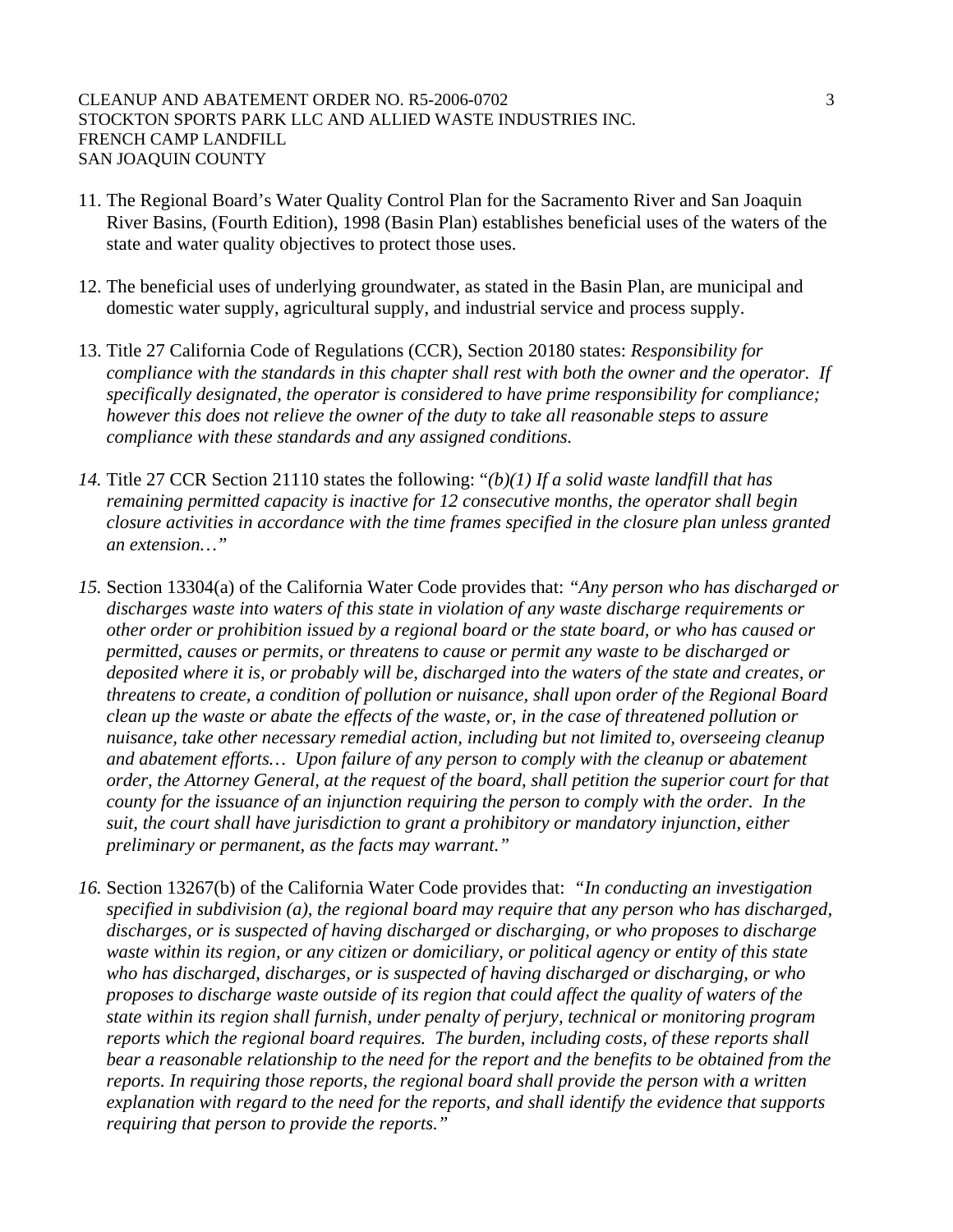11. The Regional Board's Water Quality Control Plan for the Sacramento River and San Joaquin River Basins, (Fourth Edition), 1998 (Basin Plan) establishes beneficial uses of the waters of the state and water quality objectives to protect those uses.

12. The beneficial uses of underlying groundwater, as stated in the Basin Plan, are municipal and domestic water supply, agricultural supply, and industrial service and process supply.

13. Title 27 California Code of Regulations (CCR), Section 20180 states: *Responsibility for compliance with the standards in this chapter shall rest with both the owner and the operator. If specifically designated, the operator is considered to have prime responsibility for compliance; however this does not relieve the owner of the duty to take all reasonable steps to assure compliance with these standards and any assigned conditions.*

14. Title 27 CCR Section 21110 states the following: "*(b)(1) If a solid waste landfill that has remaining permitted capacity is inactive for 12 consecutive months, the operator shall begin closure activities in accordance with the time frames specified in the closure plan unless granted an extension…"*

15. Section 13304(a) of the California Water Code provides that: *"Any person who has discharged or discharges waste into waters of this state in violation of any waste discharge requirements or other order or prohibition issued by a regional board or the state board, or who has caused or permitted, causes or permits, or threatens to cause or permit any waste to be discharged or deposited where it is, or probably will be, discharged into the waters of the state and creates, or threatens to create, a condition of pollution or nuisance, shall upon order of the Regional Board clean up the waste or abate the effects of the waste, or, in the case of threatened pollution or nuisance, take other necessary remedial action, including but not limited to, overseeing cleanup and abatement efforts… Upon failure of any person to comply with the cleanup or abatement order, the Attorney General, at the request of the board, shall petition the superior court for that county for the issuance of an injunction requiring the person to comply with the order. In the suit, the court shall have jurisdiction to grant a prohibitory or mandatory injunction, either preliminary or permanent, as the facts may warrant."*

16. Section 13267(b) of the California Water Code provides that: "*In conducting an investigation specified in subdivision (a), the regional board may require that any person who has discharged, discharges, or is suspected of having discharged or discharging, or who proposes to discharge waste within its region, or any citizen or domiciliary, or political agency or entity of this state who has discharged, discharges, or is suspected of having discharged or discharging, or who proposes to discharge waste outside of its region that could affect the quality of waters of the state within its region shall furnish, under penalty of perjury, technical or monitoring program reports which the regional board requires. The burden, including costs, of these reports shall bear a reasonable relationship to the need for the report and the benefits to be obtained from the reports. In requiring those reports, the regional board shall provide the person with a written explanation with regard to the need for the reports, and shall identify the evidence that supports requiring that person to provide the reports."*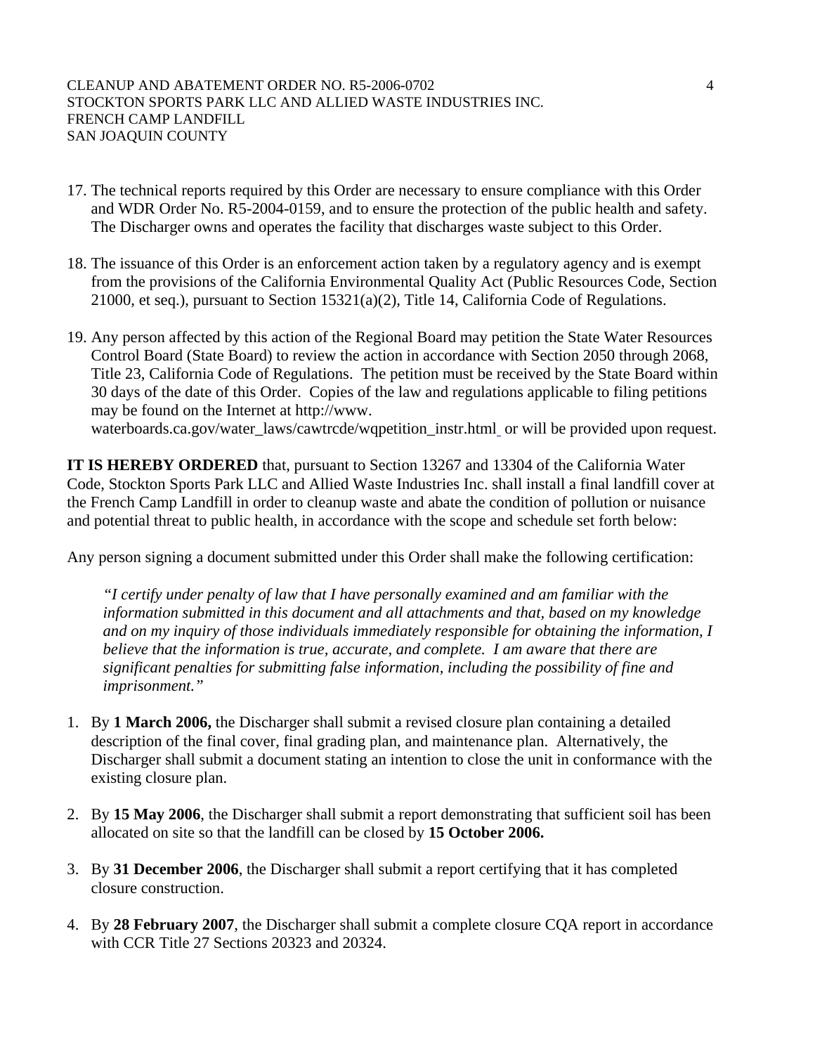17. The technical reports required by this Order are necessary to ensure compliance with this Order and WDR Order No. R5-2004-0159, and to ensure the protection of the public health and safety. The Discharger owns and operates the facility that discharges waste subject to this Order.

18. The issuance of this Order is an enforcement action taken by a regulatory agency and is exempt from the provisions of the California Environmental Quality Act (Public Resources Code, Section 21000, et seq.), pursuant to Section 15321(a)(2), Title 14, California Code of Regulations.

19. Any person affected by this action of the Regional Board may petition the State Water Resources Control Board (State Board) to review the action in accordance with Section 2050 through 2068, Title 23, California Code of Regulations. The petition must be received by the State Board within 30 days of the date of this Order. Copies of the law and regulations applicable to filing petitions may be found on the Internet at http://www.waterboards.ca.gov/water_laws/cawtrcde/wqpetition_instr.html or will be provided upon request.

**IT IS HEREBY ORDERED** that, pursuant to Section 13267 and 13304 of the California Water Code, Stockton Sports Park LLC and Allied Waste Industries Inc. shall install a final landfill cover at the French Camp Landfill in order to cleanup waste and abate the condition of pollution or nuisance and potential threat to public health, in accordance with the scope and schedule set forth below:

Any person signing a document submitted under this Order shall make the following certification:

> *"I certify under penalty of law that I have personally examined and am familiar with the information submitted in this document and all attachments and that, based on my knowledge and on my inquiry of those individuals immediately responsible for obtaining the information, I believe that the information is true, accurate, and complete. I am aware that there are significant penalties for submitting false information, including the possibility of fine and imprisonment."*

1. By **1 March 2006,** the Discharger shall submit a revised closure plan containing a detailed description of the final cover, final grading plan, and maintenance plan. Alternatively, the Discharger shall submit a document stating an intention to close the unit in conformance with the existing closure plan.

2. By **15 May 2006**, the Discharger shall submit a report demonstrating that sufficient soil has been allocated on site so that the landfill can be closed by **15 October 2006.**

3. By **31 December 2006**, the Discharger shall submit a report certifying that it has completed closure construction.

4. By **28 February 2007**, the Discharger shall submit a complete closure CQA report in accordance with CCR Title 27 Sections 20323 and 20324.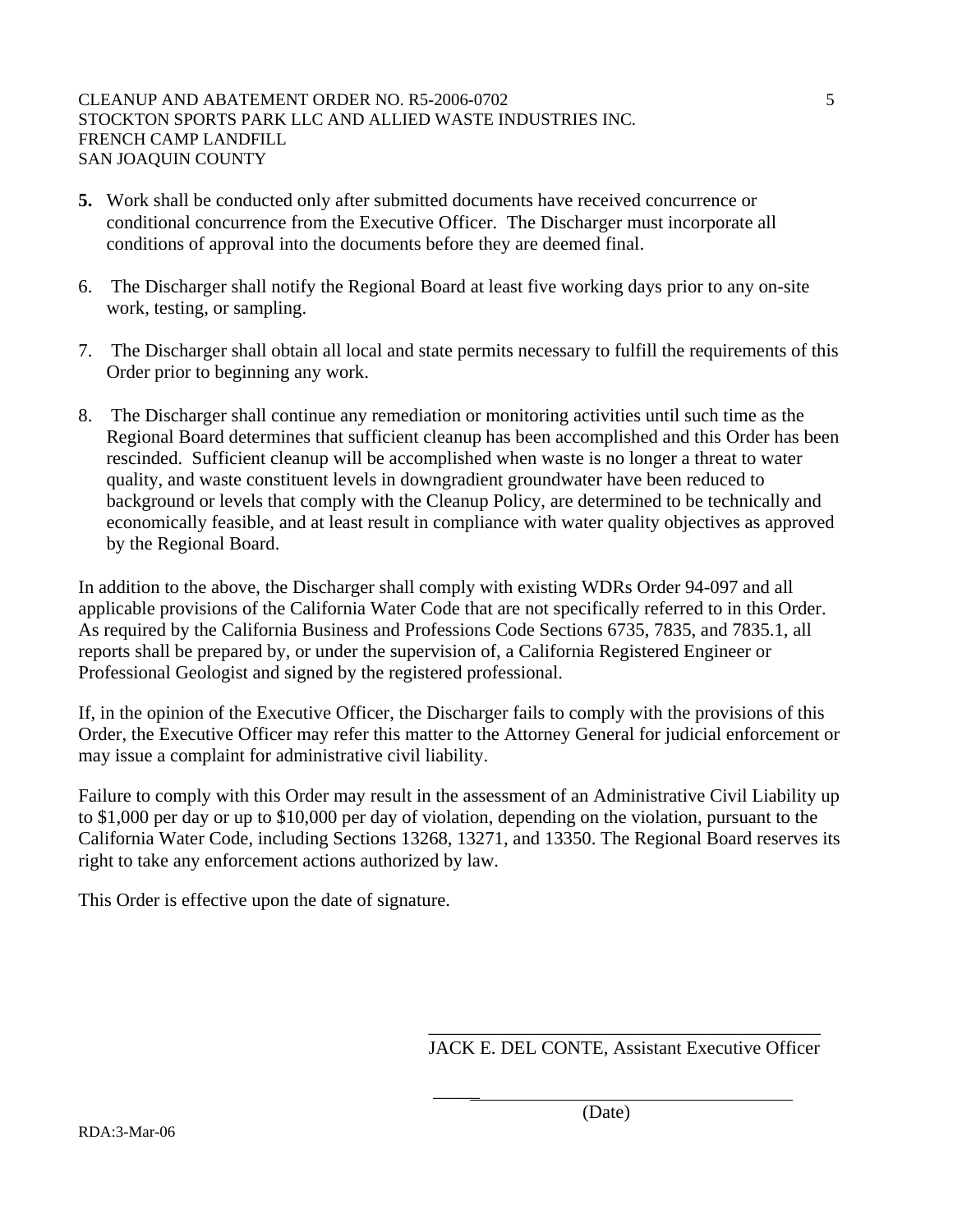**5.** Work shall be conducted only after submitted documents have received concurrence or conditional concurrence from the Executive Officer. The Discharger must incorporate all conditions of approval into the documents before they are deemed final.

6. The Discharger shall notify the Regional Board at least five working days prior to any on-site work, testing, or sampling.

7. The Discharger shall obtain all local and state permits necessary to fulfill the requirements of this Order prior to beginning any work.

8. The Discharger shall continue any remediation or monitoring activities until such time as the Regional Board determines that sufficient cleanup has been accomplished and this Order has been rescinded. Sufficient cleanup will be accomplished when waste is no longer a threat to water quality, and waste constituent levels in downgradient groundwater have been reduced to background or levels that comply with the Cleanup Policy, are determined to be technically and economically feasible, and at least result in compliance with water quality objectives as approved by the Regional Board.

In addition to the above, the Discharger shall comply with existing WDRs Order 94-097 and all applicable provisions of the California Water Code that are not specifically referred to in this Order. As required by the California Business and Professions Code Sections 6735, 7835, and 7835.1, all reports shall be prepared by, or under the supervision of, a California Registered Engineer or Professional Geologist and signed by the registered professional.

If, in the opinion of the Executive Officer, the Discharger fails to comply with the provisions of this Order, the Executive Officer may refer this matter to the Attorney General for judicial enforcement or may issue a complaint for administrative civil liability.

Failure to comply with this Order may result in the assessment of an Administrative Civil Liability up to $1,000 per day or up to $10,000 per day of violation, depending on the violation, pursuant to the California Water Code, including Sections 13268, 13271, and 13350. The Regional Board reserves its right to take any enforcement actions authorized by law.

This Order is effective upon the date of signature.

\_\_\_\_\_\_\_\_\_\_\_\_\_\_\_\_\_\_\_\_\_\_\_\_\_\_\_\_\_\_\_\_\_\_\_\_\_\_\_\_\_\_

JACK E. DEL CONTE, Assistant Executive Officer

\_\_\_\_\_\_\_\_\_\_\_\_\_\_\_\_\_\_\_\_\_\_\_\_\_\_\_\_\_\_\_\_\_\_\_\_\_\_\_\_\_\_

(Date)

RDA:3-Mar-06